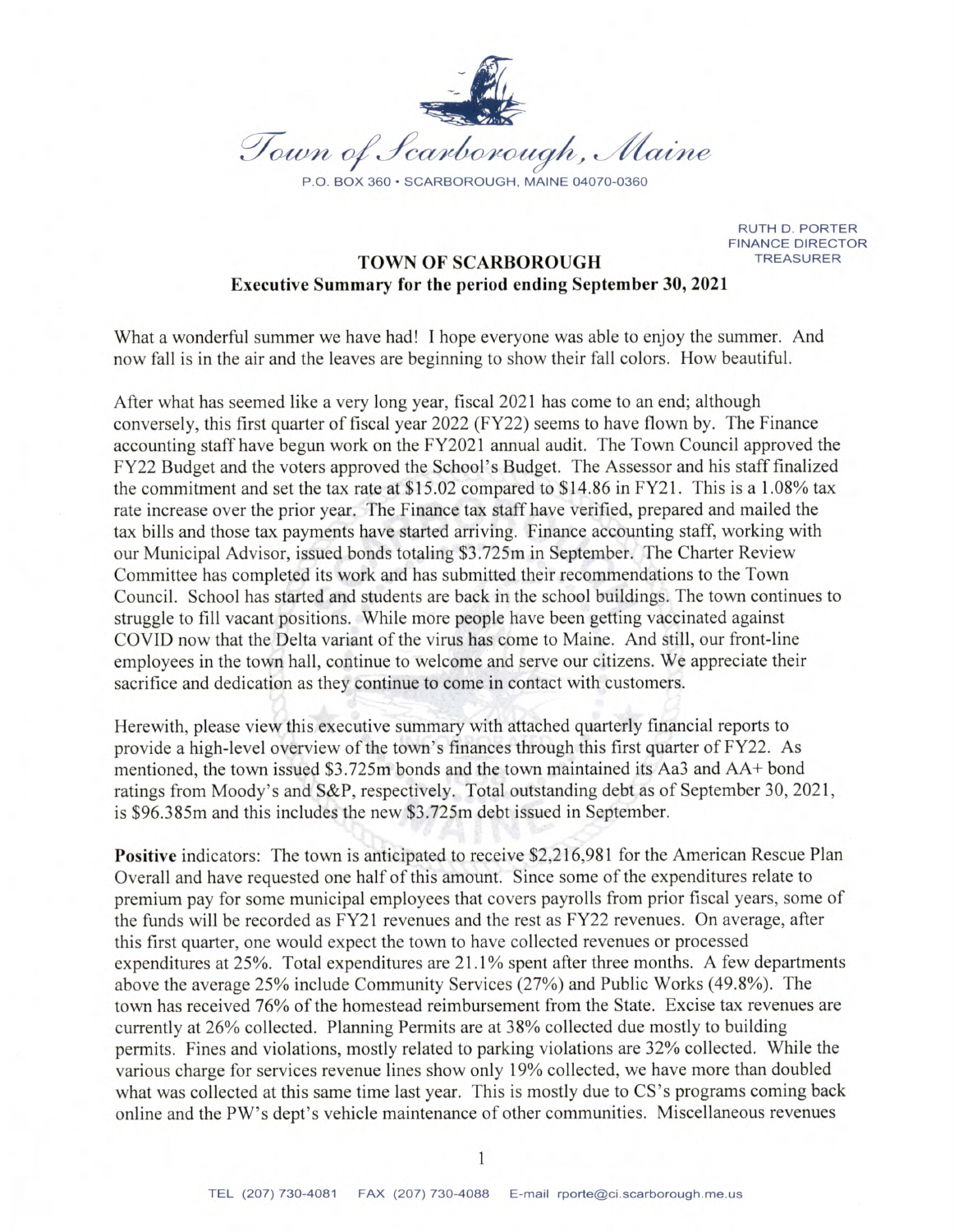*Town of Scarborough, Maine*

P.O. BOX 360 • SCARBOROUGH, MAINE 04070-0360

RUTH D. PORTER
FINANCE DIRECTOR
TREASURER

## TOWN OF SCARBOROUGH
### Executive Summary for the period ending September 30, 2021

What a wonderful summer we have had! I hope everyone was able to enjoy the summer. And now fall is in the air and the leaves are beginning to show their fall colors. How beautiful.

After what has seemed like a very long year, fiscal 2021 has come to an end; although conversely, this first quarter of fiscal year 2022 (FY22) seems to have flown by. The Finance accounting staff have begun work on the FY2021 annual audit. The Town Council approved the FY22 Budget and the voters approved the School's Budget. The Assessor and his staff finalized the commitment and set the tax rate at $15.02 compared to $14.86 in FY21. This is a 1.08% tax rate increase over the prior year. The Finance tax staff have verified, prepared and mailed the tax bills and those tax payments have started arriving. Finance accounting staff, working with our Municipal Advisor, issued bonds totaling $3.725m in September. The Charter Review Committee has completed its work and has submitted their recommendations to the Town Council. School has started and students are back in the school buildings. The town continues to struggle to fill vacant positions. While more people have been getting vaccinated against COVID now that the Delta variant of the virus has come to Maine. And still, our front-line employees in the town hall, continue to welcome and serve our citizens. We appreciate their sacrifice and dedication as they continue to come in contact with customers.

Herewith, please view this executive summary with attached quarterly financial reports to provide a high-level overview of the town's finances through this first quarter of FY22. As mentioned, the town issued $3.725m bonds and the town maintained its Aa3 and AA+ bond ratings from Moody's and S&P, respectively. Total outstanding debt as of September 30, 2021, is $96.385m and this includes the new $3.725m debt issued in September.

**Positive** indicators: The town is anticipated to receive $2,216,981 for the American Rescue Plan Overall and have requested one half of this amount. Since some of the expenditures relate to premium pay for some municipal employees that covers payrolls from prior fiscal years, some of the funds will be recorded as FY21 revenues and the rest as FY22 revenues. On average, after this first quarter, one would expect the town to have collected revenues or processed expenditures at 25%. Total expenditures are 21.1% spent after three months. A few departments above the average 25% include Community Services (27%) and Public Works (49.8%). The town has received 76% of the homestead reimbursement from the State. Excise tax revenues are currently at 26% collected. Planning Permits are at 38% collected due mostly to building permits. Fines and violations, mostly related to parking violations are 32% collected. While the various charge for services revenue lines show only 19% collected, we have more than doubled what was collected at this same time last year. This is mostly due to CS's programs coming back online and the PW's dept's vehicle maintenance of other communities. Miscellaneous revenues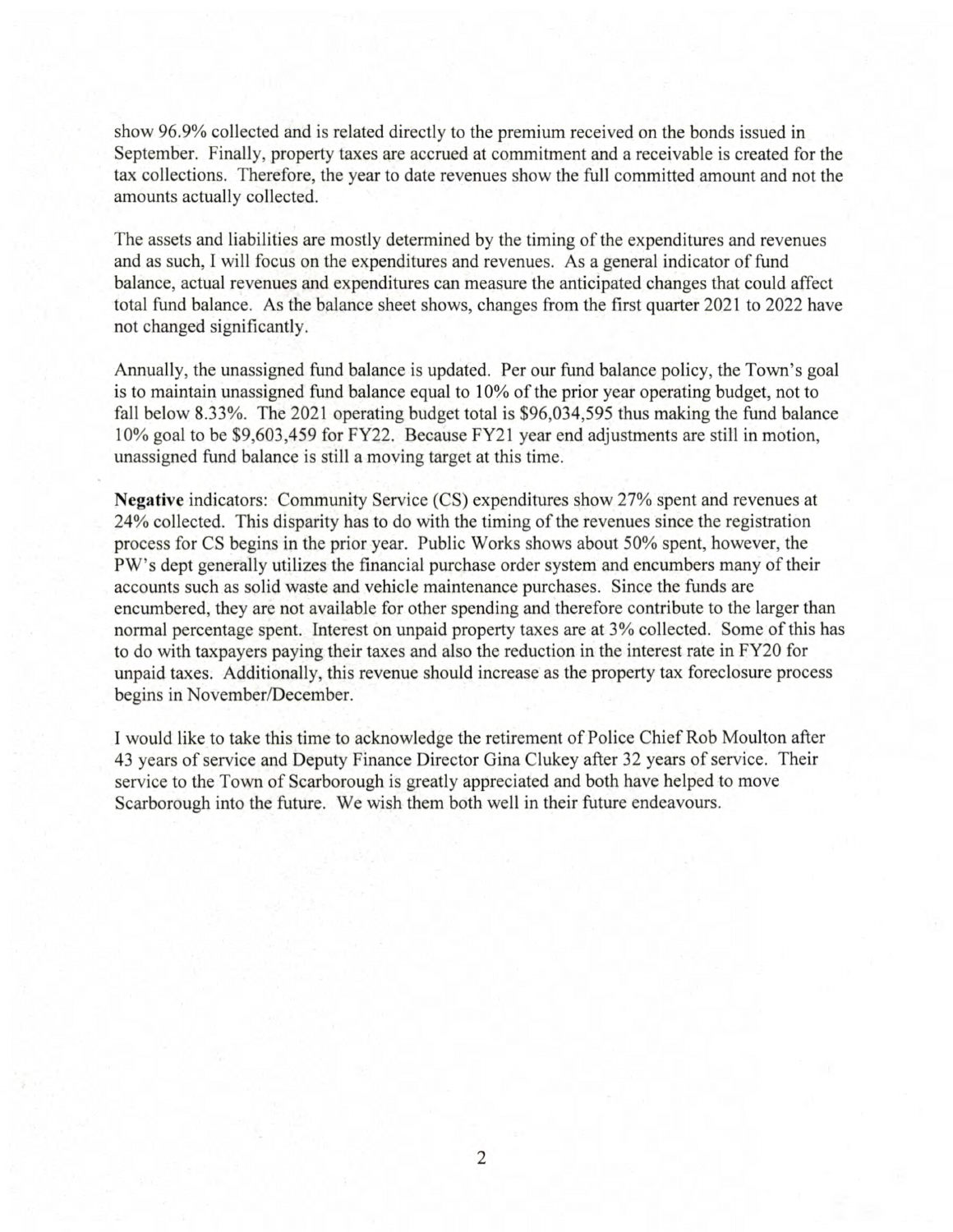show 96.9% collected and is related directly to the premium received on the bonds issued in September. Finally, property taxes are accrued at commitment and a receivable is created for the tax collections. Therefore, the year to date revenues show the full committed amount and not the amounts actually collected.

The assets and liabilities are mostly determined by the timing of the expenditures and revenues and as such, I will focus on the expenditures and revenues. As a general indicator of fund balance, actual revenues and expenditures can measure the anticipated changes that could affect total fund balance. As the balance sheet shows, changes from the first quarter 2021 to 2022 have not changed significantly.

Annually, the unassigned fund balance is updated. Per our fund balance policy, the Town's goal is to maintain unassigned fund balance equal to 10% of the prior year operating budget, not to fall below 8.33%. The 2021 operating budget total is $96,034,595 thus making the fund balance 10% goal to be $9,603,459 for FY22. Because FY21 year end adjustments are still in motion, unassigned fund balance is still a moving target at this time.

**Negative** indicators: Community Service (CS) expenditures show 27% spent and revenues at 24% collected. This disparity has to do with the timing of the revenues since the registration process for CS begins in the prior year. Public Works shows about 50% spent, however, the PW's dept generally utilizes the financial purchase order system and encumbers many of their accounts such as solid waste and vehicle maintenance purchases. Since the funds are encumbered, they are not available for other spending and therefore contribute to the larger than normal percentage spent. Interest on unpaid property taxes are at 3% collected. Some of this has to do with taxpayers paying their taxes and also the reduction in the interest rate in FY20 for unpaid taxes. Additionally, this revenue should increase as the property tax foreclosure process begins in November/December.

I would like to take this time to acknowledge the retirement of Police Chief Rob Moulton after 43 years of service and Deputy Finance Director Gina Clukey after 32 years of service. Their service to the Town of Scarborough is greatly appreciated and both have helped to move Scarborough into the future. We wish them both well in their future endeavours.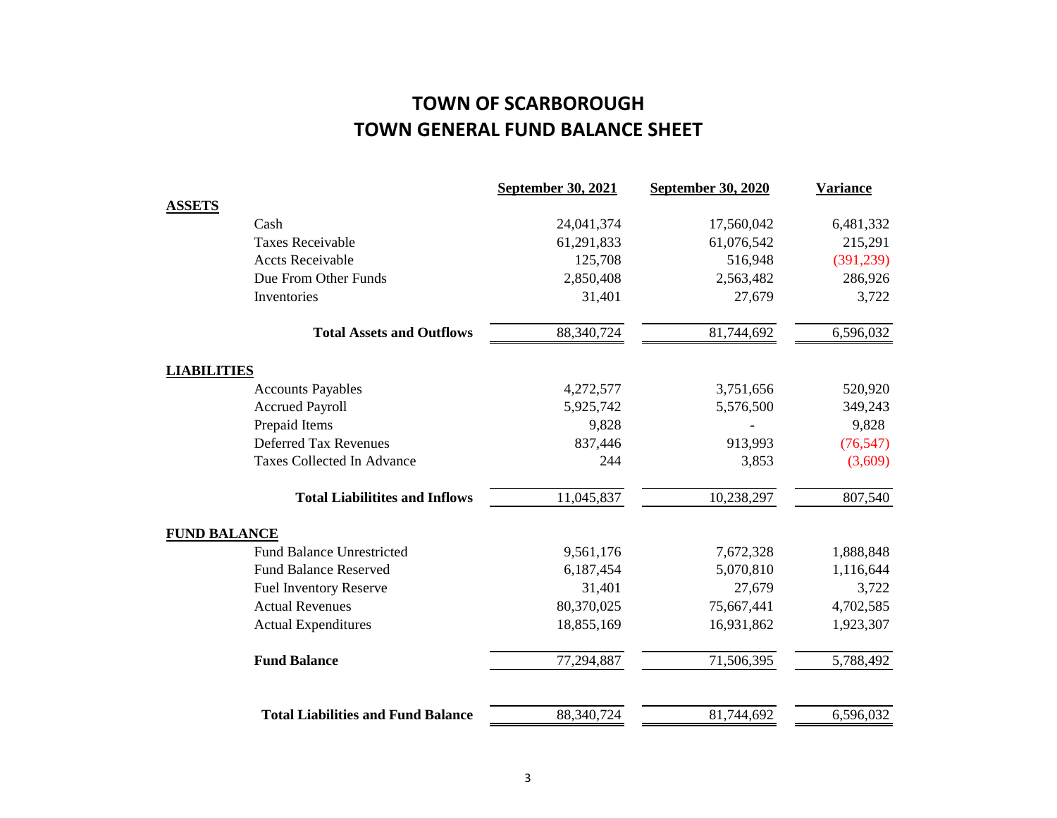# TOWN OF SCARBOROUGH
## TOWN GENERAL FUND BALANCE SHEET

| | September 30, 2021 | September 30, 2020 | Variance |
|---|---|---|---|
| **ASSETS** | | | |
| Cash | 24,041,374 | 17,560,042 | 6,481,332 |
| Taxes Receivable | 61,291,833 | 61,076,542 | 215,291 |
| Accts Receivable | 125,708 | 516,948 | (391,239) |
| Due From Other Funds | 2,850,408 | 2,563,482 | 286,926 |
| Inventories | 31,401 | 27,679 | 3,722 |
| **Total Assets and Outflows** | 88,340,724 | 81,744,692 | 6,596,032 |
| **LIABILITIES** | | | |
| Accounts Payables | 4,272,577 | 3,751,656 | 520,920 |
| Accrued Payroll | 5,925,742 | 5,576,500 | 349,243 |
| Prepaid Items | 9,828 | - | 9,828 |
| Deferred Tax Revenues | 837,446 | 913,993 | (76,547) |
| Taxes Collected In Advance | 244 | 3,853 | (3,609) |
| **Total Liabilitites and Inflows** | 11,045,837 | 10,238,297 | 807,540 |
| **FUND BALANCE** | | | |
| Fund Balance Unrestricted | 9,561,176 | 7,672,328 | 1,888,848 |
| Fund Balance Reserved | 6,187,454 | 5,070,810 | 1,116,644 |
| Fuel Inventory Reserve | 31,401 | 27,679 | 3,722 |
| Actual Revenues | 80,370,025 | 75,667,441 | 4,702,585 |
| Actual Expenditures | 18,855,169 | 16,931,862 | 1,923,307 |
| **Fund Balance** | 77,294,887 | 71,506,395 | 5,788,492 |
| **Total Liabilities and Fund Balance** | 88,340,724 | 81,744,692 | 6,596,032 |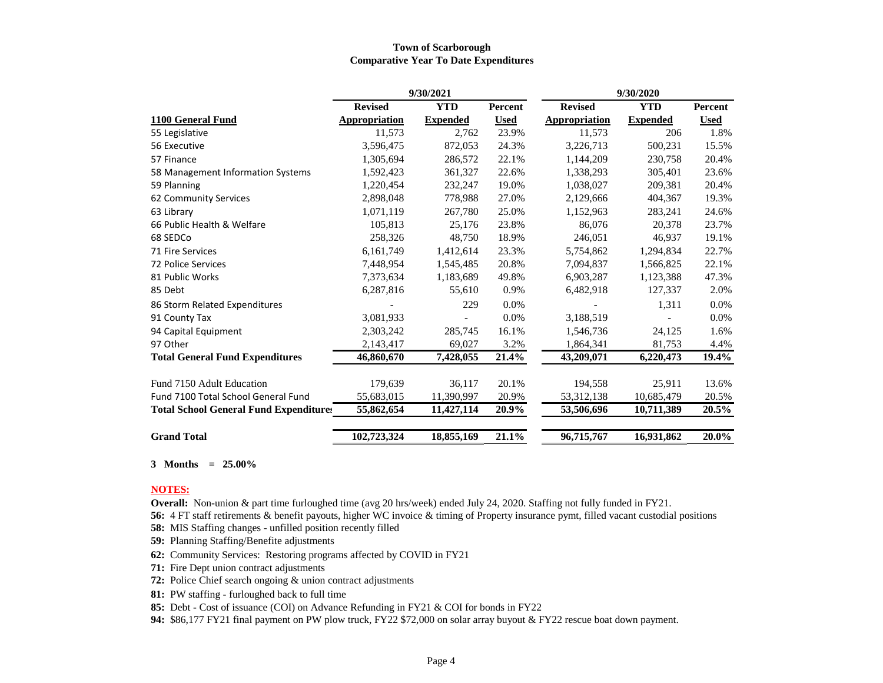**Town of Scarborough**
**Comparative Year To Date Expenditures**

| | 9/30/2021 | | | 9/30/2020 | | |
|---|---|---|---|---|---|---|
| **1100 General Fund** | **Revised Appropriation** | **YTD Expended** | **Percent Used** | **Revised Appropriation** | **YTD Expended** | **Percent Used** |
| 55 Legislative | 11,573 | 2,762 | 23.9% | 11,573 | 206 | 1.8% |
| 56 Executive | 3,596,475 | 872,053 | 24.3% | 3,226,713 | 500,231 | 15.5% |
| 57 Finance | 1,305,694 | 286,572 | 22.1% | 1,144,209 | 230,758 | 20.4% |
| 58 Management Information Systems | 1,592,423 | 361,327 | 22.6% | 1,338,293 | 305,401 | 23.6% |
| 59 Planning | 1,220,454 | 232,247 | 19.0% | 1,038,027 | 209,381 | 20.4% |
| 62 Community Services | 2,898,048 | 778,988 | 27.0% | 2,129,666 | 404,367 | 19.3% |
| 63 Library | 1,071,119 | 267,780 | 25.0% | 1,152,963 | 283,241 | 24.6% |
| 66 Public Health & Welfare | 105,813 | 25,176 | 23.8% | 86,076 | 20,378 | 23.7% |
| 68 SEDCo | 258,326 | 48,750 | 18.9% | 246,051 | 46,937 | 19.1% |
| 71 Fire Services | 6,161,749 | 1,412,614 | 23.3% | 5,754,862 | 1,294,834 | 22.7% |
| 72 Police Services | 7,448,954 | 1,545,485 | 20.8% | 7,094,837 | 1,566,825 | 22.1% |
| 81 Public Works | 7,373,634 | 1,183,689 | 49.8% | 6,903,287 | 1,123,388 | 47.3% |
| 85 Debt | 6,287,816 | 55,610 | 0.9% | 6,482,918 | 127,337 | 2.0% |
| 86 Storm Related Expenditures | - | 229 | 0.0% | - | 1,311 | 0.0% |
| 91 County Tax | 3,081,933 | - | 0.0% | 3,188,519 | - | 0.0% |
| 94 Capital Equipment | 2,303,242 | 285,745 | 16.1% | 1,546,736 | 24,125 | 1.6% |
| 97 Other | 2,143,417 | 69,027 | 3.2% | 1,864,341 | 81,753 | 4.4% |
| **Total General Fund Expenditures** | **46,860,670** | **7,428,055** | **21.4%** | **43,209,071** | **6,220,473** | **19.4%** |
| Fund 7150 Adult Education | 179,639 | 36,117 | 20.1% | 194,558 | 25,911 | 13.6% |
| Fund 7100 Total School General Fund | 55,683,015 | 11,390,997 | 20.9% | 53,312,138 | 10,685,479 | 20.5% |
| **Total School General Fund Expenditures** | **55,862,654** | **11,427,114** | **20.9%** | **53,506,696** | **10,711,389** | **20.5%** |
| **Grand Total** | **102,723,324** | **18,855,169** | **21.1%** | **96,715,767** | **16,931,862** | **20.0%** |

**3 Months = 25.00%**

**NOTES:**

**Overall:** Non-union & part time furloughed time (avg 20 hrs/week) ended July 24, 2020. Staffing not fully funded in FY21.

**56:** 4 FT staff retirements & benefit payouts, higher WC invoice & timing of Property insurance pymt, filled vacant custodial positions

**58:** MIS Staffing changes - unfilled position recently filled

**59:** Planning Staffing/Benefite adjustments

**62:** Community Services: Restoring programs affected by COVID in FY21

**71:** Fire Dept union contract adjustments

**72:** Police Chief search ongoing & union contract adjustments

**81:** PW staffing - furloughed back to full time

**85:** Debt - Cost of issuance (COI) on Advance Refunding in FY21 & COI for bonds in FY22

**94:** $86,177 FY21 final payment on PW plow truck, FY22 $72,000 on solar array buyout & FY22 rescue boat down payment.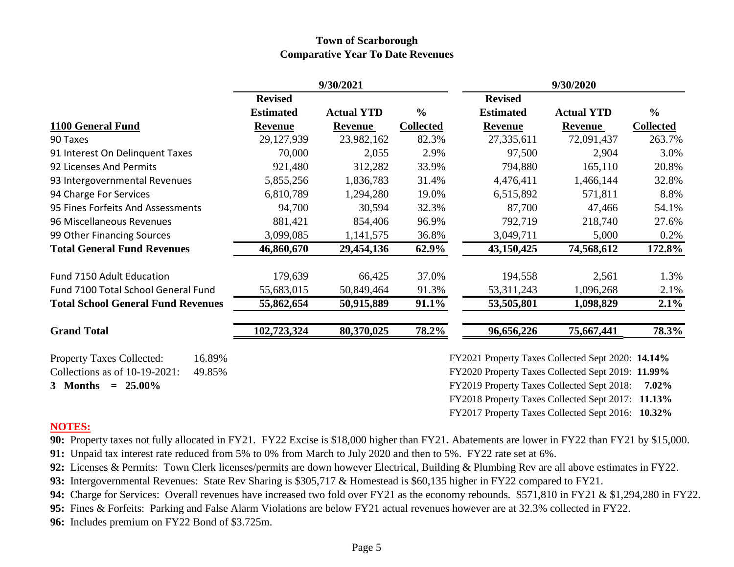# Town of Scarborough
## Comparative Year To Date Revenues

| 1100 General Fund | 9/30/2021 Revised Estimated Revenue | 9/30/2021 Actual YTD Revenue | 9/30/2021 % Collected | 9/30/2020 Revised Estimated Revenue | 9/30/2020 Actual YTD Revenue | 9/30/2020 % Collected |
|---|---|---|---|---|---|---|
| 90 Taxes | 29,127,939 | 23,982,162 | 82.3% | 27,335,611 | 72,091,437 | 263.7% |
| 91 Interest On Delinquent Taxes | 70,000 | 2,055 | 2.9% | 97,500 | 2,904 | 3.0% |
| 92 Licenses And Permits | 921,480 | 312,282 | 33.9% | 794,880 | 165,110 | 20.8% |
| 93 Intergovernmental Revenues | 5,855,256 | 1,836,783 | 31.4% | 4,476,411 | 1,466,144 | 32.8% |
| 94 Charge For Services | 6,810,789 | 1,294,280 | 19.0% | 6,515,892 | 571,811 | 8.8% |
| 95 Fines Forfeits And Assessments | 94,700 | 30,594 | 32.3% | 87,700 | 47,466 | 54.1% |
| 96 Miscellaneous Revenues | 881,421 | 854,406 | 96.9% | 792,719 | 218,740 | 27.6% |
| 99 Other Financing Sources | 3,099,085 | 1,141,575 | 36.8% | 3,049,711 | 5,000 | 0.2% |
| **Total General Fund Revenues** | **46,860,670** | **29,454,136** | **62.9%** | **43,150,425** | **74,568,612** | **172.8%** |
| | | | | | | |
| Fund 7150 Adult Education | 179,639 | 66,425 | 37.0% | 194,558 | 2,561 | 1.3% |
| Fund 7100 Total School General Fund | 55,683,015 | 50,849,464 | 91.3% | 53,311,243 | 1,096,268 | 2.1% |
| **Total School General Fund Revenues** | **55,862,654** | **50,915,889** | **91.1%** | **53,505,801** | **1,098,829** | **2.1%** |
| | | | | | | |
| **Grand Total** | **102,723,324** | **80,370,025** | **78.2%** | **96,656,226** | **75,667,441** | **78.3%** |

Property Taxes Collected: 16.89%
Collections as of 10-19-2021: 49.85%
**3 Months = 25.00%**

FY2021 Property Taxes Collected Sept 2020: **14.14%**
FY2020 Property Taxes Collected Sept 2019: **11.99%**
FY2019 Property Taxes Collected Sept 2018: **7.02%**
FY2018 Property Taxes Collected Sept 2017: **11.13%**
FY2017 Property Taxes Collected Sept 2016: **10.32%**

**NOTES:**

**90:** Property taxes not fully allocated in FY21. FY22 Excise is $18,000 higher than FY21**.** Abatements are lower in FY22 than FY21 by $15,000.

**91:** Unpaid tax interest rate reduced from 5% to 0% from March to July 2020 and then to 5%. FY22 rate set at 6%.

**92:** Licenses & Permits: Town Clerk licenses/permits are down however Electrical, Building & Plumbing Rev are all above estimates in FY22.

**93:** Intergovernmental Revenues: State Rev Sharing is $305,717 & Homestead is $60,135 higher in FY22 compared to FY21.

**94:** Charge for Services: Overall revenues have increased two fold over FY21 as the economy rebounds. $571,810 in FY21 & $1,294,280 in FY22.

**95:** Fines & Forfeits: Parking and False Alarm Violations are below FY21 actual revenues however are at 32.3% collected in FY22.

**96:** Includes premium on FY22 Bond of $3.725m.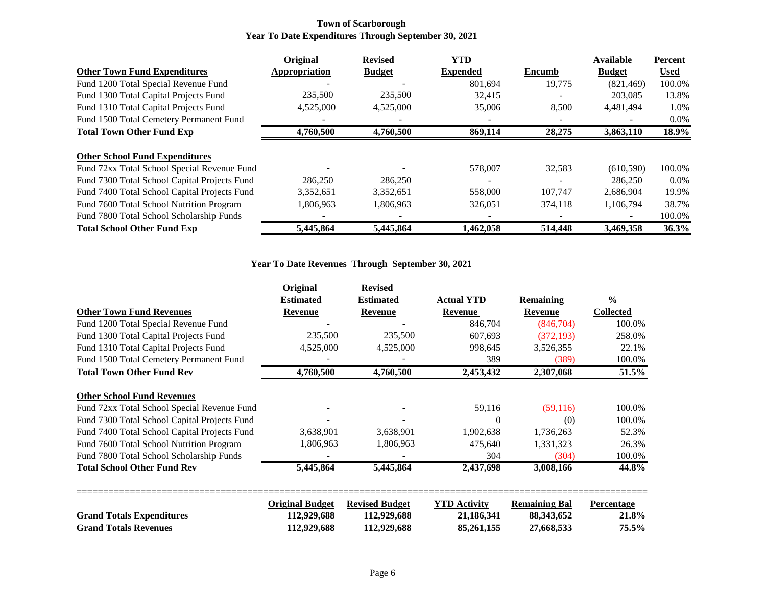**Town of Scarborough**
**Year To Date Expenditures Through September 30, 2021**

| Other Town Fund Expenditures | Original Appropriation | Revised Budget | YTD Expended | Encumb | Available Budget | Percent Used |
|---|---|---|---|---|---|---|
| Fund 1200 Total Special Revenue Fund | - | - | 801,694 | 19,775 | (821,469) | 100.0% |
| Fund 1300 Total Capital Projects Fund | 235,500 | 235,500 | 32,415 | - | 203,085 | 13.8% |
| Fund 1310 Total Capital Projects Fund | 4,525,000 | 4,525,000 | 35,006 | 8,500 | 4,481,494 | 1.0% |
| Fund 1500 Total Cemetery Permanent Fund | - | - | - | - | - | 0.0% |
| **Total Town Other Fund Exp** | **4,760,500** | **4,760,500** | **869,114** | **28,275** | **3,863,110** | **18.9%** |

| Other School Fund Expenditures | Original Appropriation | Revised Budget | YTD Expended | Encumb | Available Budget | Percent Used |
|---|---|---|---|---|---|---|
| Fund 72xx Total School Special Revenue Fund | - | - | 578,007 | 32,583 | (610,590) | 100.0% |
| Fund 7300 Total School Capital Projects Fund | 286,250 | 286,250 | - | - | 286,250 | 0.0% |
| Fund 7400 Total School Capital Projects Fund | 3,352,651 | 3,352,651 | 558,000 | 107,747 | 2,686,904 | 19.9% |
| Fund 7600 Total School Nutrition Program | 1,806,963 | 1,806,963 | 326,051 | 374,118 | 1,106,794 | 38.7% |
| Fund 7800 Total School Scholarship Funds | - | - | - | - | - | 100.0% |
| **Total School Other Fund Exp** | **5,445,864** | **5,445,864** | **1,462,058** | **514,448** | **3,469,358** | **36.3%** |

**Year To Date Revenues Through September 30, 2021**

| Other Town Fund Revenues | Original Estimated Revenue | Revised Estimated Revenue | Actual YTD Revenue | Remaining Revenue | % Collected |
|---|---|---|---|---|---|
| Fund 1200 Total Special Revenue Fund | - | - | 846,704 | (846,704) | 100.0% |
| Fund 1300 Total Capital Projects Fund | 235,500 | 235,500 | 607,693 | (372,193) | 258.0% |
| Fund 1310 Total Capital Projects Fund | 4,525,000 | 4,525,000 | 998,645 | 3,526,355 | 22.1% |
| Fund 1500 Total Cemetery Permanent Fund | - | - | 389 | (389) | 100.0% |
| **Total Town Other Fund Rev** | **4,760,500** | **4,760,500** | **2,453,432** | **2,307,068** | **51.5%** |

| Other School Fund Revenues | Original Estimated Revenue | Revised Estimated Revenue | Actual YTD Revenue | Remaining Revenue | % Collected |
|---|---|---|---|---|---|
| Fund 72xx Total School Special Revenue Fund | - | - | 59,116 | (59,116) | 100.0% |
| Fund 7300 Total School Capital Projects Fund | - | - | 0 | (0) | 100.0% |
| Fund 7400 Total School Capital Projects Fund | 3,638,901 | 3,638,901 | 1,902,638 | 1,736,263 | 52.3% |
| Fund 7600 Total School Nutrition Program | 1,806,963 | 1,806,963 | 475,640 | 1,331,323 | 26.3% |
| Fund 7800 Total School Scholarship Funds | - | - | 304 | (304) | 100.0% |
| **Total School Other Fund Rev** | **5,445,864** | **5,445,864** | **2,437,698** | **3,008,166** | **44.8%** |

| | Original Budget | Revised Budget | YTD Activity | Remaining Bal | Percentage |
|---|---|---|---|---|---|
| **Grand Totals Expenditures** | **112,929,688** | **112,929,688** | **21,186,341** | **88,343,652** | **21.8%** |
| **Grand Totals Revenues** | **112,929,688** | **112,929,688** | **85,261,155** | **27,668,533** | **75.5%** |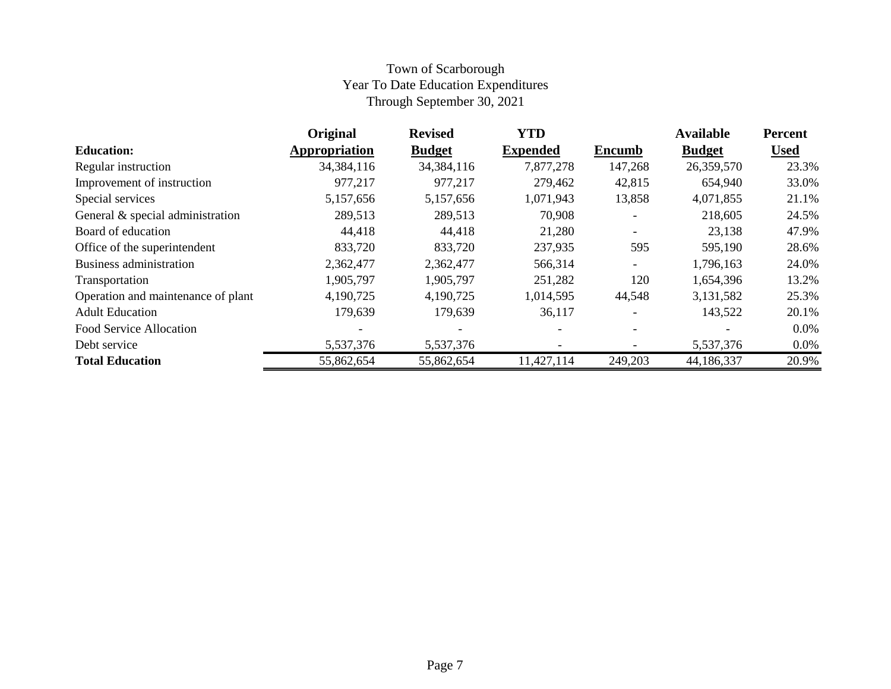Town of Scarborough
Year To Date Education Expenditures
Through September 30, 2021

| Education: | Original Appropriation | Revised Budget | YTD Expended | Encumb | Available Budget | Percent Used |
|---|---|---|---|---|---|---|
| Regular instruction | 34,384,116 | 34,384,116 | 7,877,278 | 147,268 | 26,359,570 | 23.3% |
| Improvement of instruction | 977,217 | 977,217 | 279,462 | 42,815 | 654,940 | 33.0% |
| Special services | 5,157,656 | 5,157,656 | 1,071,943 | 13,858 | 4,071,855 | 21.1% |
| General & special administration | 289,513 | 289,513 | 70,908 | - | 218,605 | 24.5% |
| Board of education | 44,418 | 44,418 | 21,280 | - | 23,138 | 47.9% |
| Office of the superintendent | 833,720 | 833,720 | 237,935 | 595 | 595,190 | 28.6% |
| Business administration | 2,362,477 | 2,362,477 | 566,314 | - | 1,796,163 | 24.0% |
| Transportation | 1,905,797 | 1,905,797 | 251,282 | 120 | 1,654,396 | 13.2% |
| Operation and maintenance of plant | 4,190,725 | 4,190,725 | 1,014,595 | 44,548 | 3,131,582 | 25.3% |
| Adult Education | 179,639 | 179,639 | 36,117 | - | 143,522 | 20.1% |
| Food Service Allocation | - | - | - | - | - | 0.0% |
| Debt service | 5,537,376 | 5,537,376 | - | - | 5,537,376 | 0.0% |
| **Total Education** | 55,862,654 | 55,862,654 | 11,427,114 | 249,203 | 44,186,337 | 20.9% |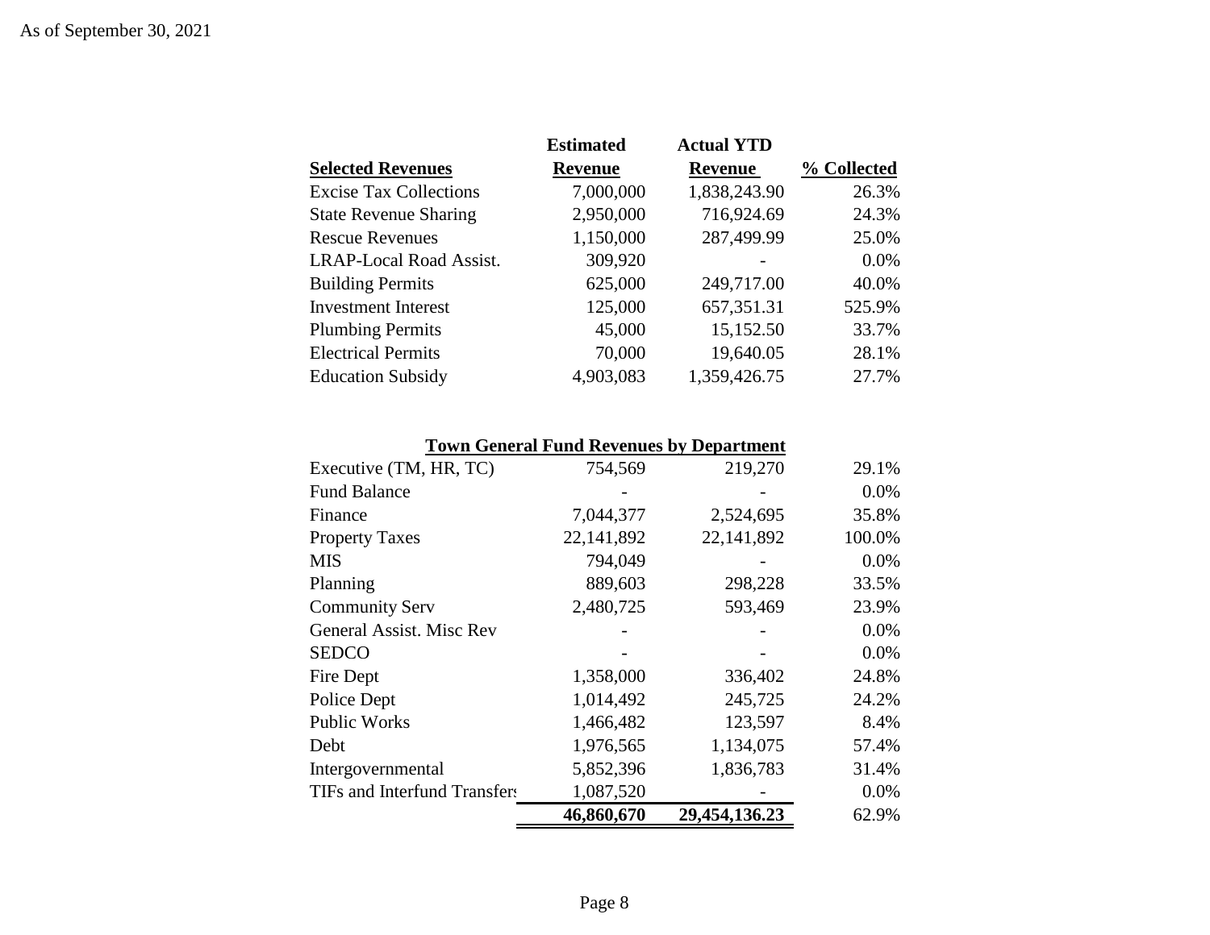As of September 30, 2021

| Selected Revenues | Estimated Revenue | Actual YTD Revenue | % Collected |
|---|---|---|---|
| Excise Tax Collections | 7,000,000 | 1,838,243.90 | 26.3% |
| State Revenue Sharing | 2,950,000 | 716,924.69 | 24.3% |
| Rescue Revenues | 1,150,000 | 287,499.99 | 25.0% |
| LRAP-Local Road Assist. | 309,920 | - | 0.0% |
| Building Permits | 625,000 | 249,717.00 | 40.0% |
| Investment Interest | 125,000 | 657,351.31 | 525.9% |
| Plumbing Permits | 45,000 | 15,152.50 | 33.7% |
| Electrical Permits | 70,000 | 19,640.05 | 28.1% |
| Education Subsidy | 4,903,083 | 1,359,426.75 | 27.7% |

**Town General Fund Revenues by Department**

| | | | |
|---|---|---|---|
| Executive (TM, HR, TC) | 754,569 | 219,270 | 29.1% |
| Fund Balance | - | - | 0.0% |
| Finance | 7,044,377 | 2,524,695 | 35.8% |
| Property Taxes | 22,141,892 | 22,141,892 | 100.0% |
| MIS | 794,049 | - | 0.0% |
| Planning | 889,603 | 298,228 | 33.5% |
| Community Serv | 2,480,725 | 593,469 | 23.9% |
| General Assist. Misc Rev | - | - | 0.0% |
| SEDCO | - | - | 0.0% |
| Fire Dept | 1,358,000 | 336,402 | 24.8% |
| Police Dept | 1,014,492 | 245,725 | 24.2% |
| Public Works | 1,466,482 | 123,597 | 8.4% |
| Debt | 1,976,565 | 1,134,075 | 57.4% |
| Intergovernmental | 5,852,396 | 1,836,783 | 31.4% |
| TIFs and Interfund Transfers | 1,087,520 | - | 0.0% |
| | **46,860,670** | **29,454,136.23** | 62.9% |